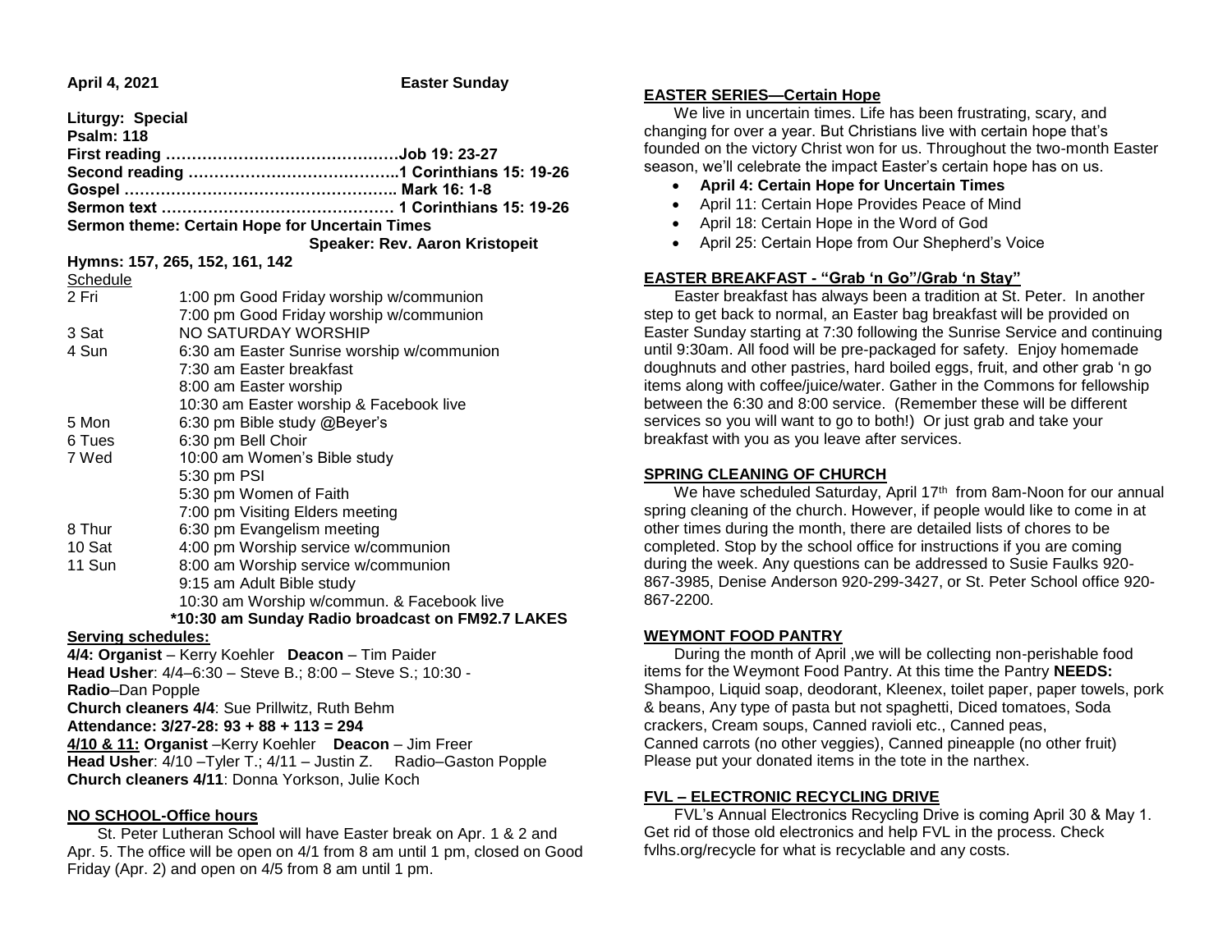**April 4, 2021** **Easter Sunday**

**Liturgy: Special**
**Psalm: 118**
**First reading ……………………………………….Job 19: 23-27**
**Second reading …………………………………..1 Corinthians 15: 19-26**
**Gospel …………………………………………….. Mark 16: 1-8**
**Sermon text ……………………………………… 1 Corinthians 15: 19-26**
**Sermon theme: Certain Hope for Uncertain Times**
**Speaker: Rev. Aaron Kristopeit**

**Hymns: 157, 265, 152, 161, 142**

Schedule

| | |
|---|---|
| 2 Fri | 1:00 pm Good Friday worship w/communion |
| | 7:00 pm Good Friday worship w/communion |
| 3 Sat | NO SATURDAY WORSHIP |
| 4 Sun | 6:30 am Easter Sunrise worship w/communion |
| | 7:30 am Easter breakfast |
| | 8:00 am Easter worship |
| | 10:30 am Easter worship & Facebook live |
| 5 Mon | 6:30 pm Bible study @Beyer's |
| 6 Tues | 6:30 pm Bell Choir |
| 7 Wed | 10:00 am Women's Bible study |
| | 5:30 pm PSI |
| | 5:30 pm Women of Faith |
| | 7:00 pm Visiting Elders meeting |
| 8 Thur | 6:30 pm Evangelism meeting |
| 10 Sat | 4:00 pm Worship service w/communion |
| 11 Sun | 8:00 am Worship service w/communion |
| | 9:15 am Adult Bible study |
| | 10:30 am Worship w/commun. & Facebook live |

**\*10:30 am Sunday Radio broadcast on FM92.7 LAKES**

**Serving schedules:**

**4/4: Organist** – Kerry Koehler **Deacon** – Tim Paider
**Head Usher**: 4/4–6:30 – Steve B.; 8:00 – Steve S.; 10:30 - **Radio**–Dan Popple
**Church cleaners 4/4**: Sue Prillwitz, Ruth Behm
**Attendance: 3/27-28: 93 + 88 + 113 = 294**
**4/10 & 11: Organist** –Kerry Koehler **Deacon** – Jim Freer
**Head Usher**: 4/10 –Tyler T.; 4/11 – Justin Z. Radio–Gaston Popple
**Church cleaners 4/11**: Donna Yorkson, Julie Koch

## NO SCHOOL-Office hours

St. Peter Lutheran School will have Easter break on Apr. 1 & 2 and Apr. 5. The office will be open on 4/1 from 8 am until 1 pm, closed on Good Friday (Apr. 2) and open on 4/5 from 8 am until 1 pm.

## EASTER SERIES—Certain Hope

We live in uncertain times. Life has been frustrating, scary, and changing for over a year. But Christians live with certain hope that's founded on the victory Christ won for us. Throughout the two-month Easter season, we'll celebrate the impact Easter's certain hope has on us.

- **April 4: Certain Hope for Uncertain Times**
- April 11: Certain Hope Provides Peace of Mind
- April 18: Certain Hope in the Word of God
- April 25: Certain Hope from Our Shepherd's Voice

## EASTER BREAKFAST - "Grab 'n Go"/Grab 'n Stay"

Easter breakfast has always been a tradition at St. Peter. In another step to get back to normal, an Easter bag breakfast will be provided on Easter Sunday starting at 7:30 following the Sunrise Service and continuing until 9:30am. All food will be pre-packaged for safety. Enjoy homemade doughnuts and other pastries, hard boiled eggs, fruit, and other grab 'n go items along with coffee/juice/water. Gather in the Commons for fellowship between the 6:30 and 8:00 service. (Remember these will be different services so you will want to go to both!) Or just grab and take your breakfast with you as you leave after services.

## SPRING CLEANING OF CHURCH

We have scheduled Saturday, April 17th from 8am-Noon for our annual spring cleaning of the church. However, if people would like to come in at other times during the month, there are detailed lists of chores to be completed. Stop by the school office for instructions if you are coming during the week. Any questions can be addressed to Susie Faulks 920-867-3985, Denise Anderson 920-299-3427, or St. Peter School office 920-867-2200.

## WEYMONT FOOD PANTRY

During the month of April ,we will be collecting non-perishable food items for the Weymont Food Pantry. At this time the Pantry **NEEDS:** Shampoo, Liquid soap, deodorant, Kleenex, toilet paper, paper towels, pork & beans, Any type of pasta but not spaghetti, Diced tomatoes, Soda crackers, Cream soups, Canned ravioli etc., Canned peas, Canned carrots (no other veggies), Canned pineapple (no other fruit) Please put your donated items in the tote in the narthex.

## FVL – ELECTRONIC RECYCLING DRIVE

FVL's Annual Electronics Recycling Drive is coming April 30 & May 1. Get rid of those old electronics and help FVL in the process. Check fvlhs.org/recycle for what is recyclable and any costs.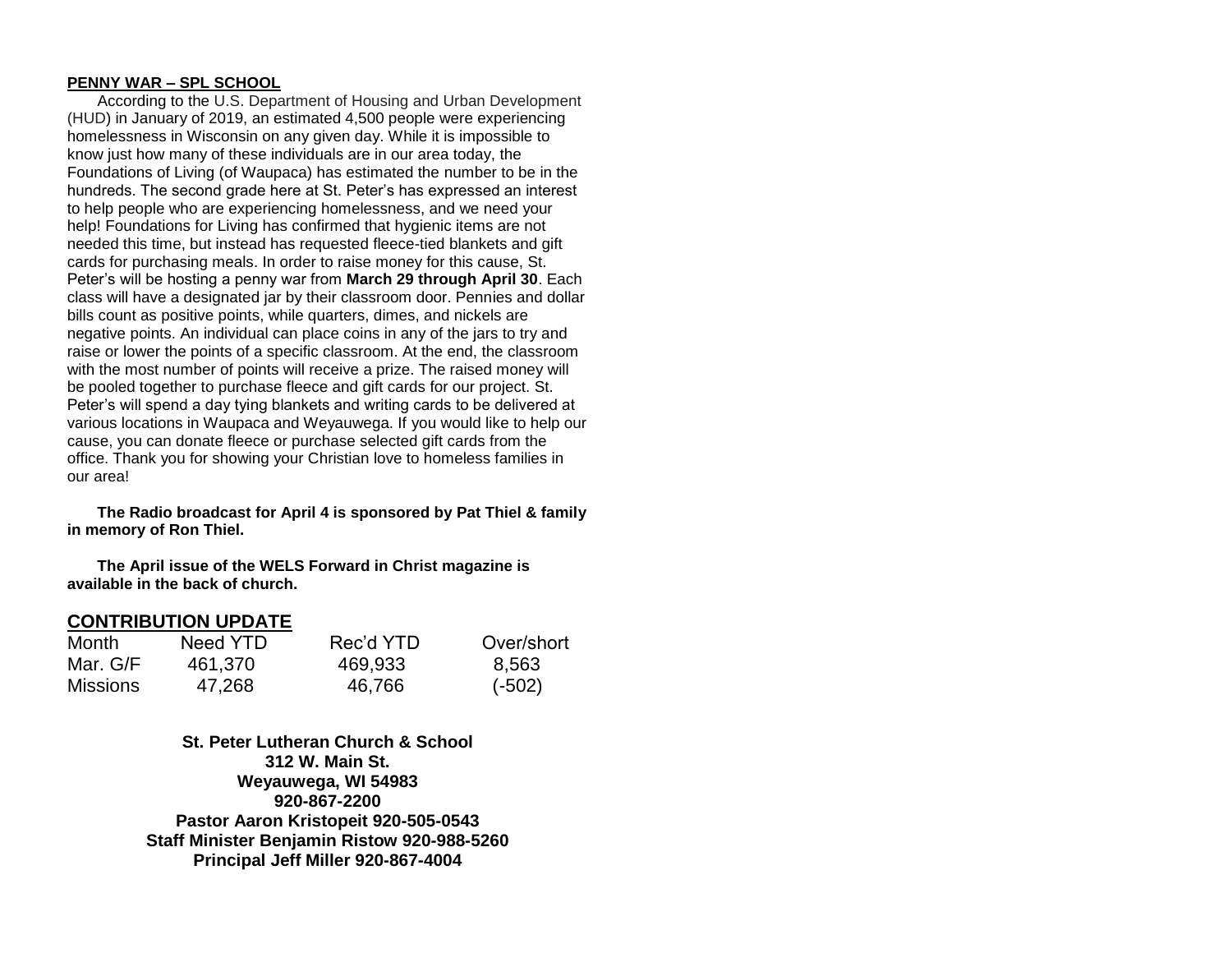**PENNY WAR – SPL SCHOOL**

According to the U.S. Department of Housing and Urban Development (HUD) in January of 2019, an estimated 4,500 people were experiencing homelessness in Wisconsin on any given day. While it is impossible to know just how many of these individuals are in our area today, the Foundations of Living (of Waupaca) has estimated the number to be in the hundreds. The second grade here at St. Peter's has expressed an interest to help people who are experiencing homelessness, and we need your help! Foundations for Living has confirmed that hygienic items are not needed this time, but instead has requested fleece-tied blankets and gift cards for purchasing meals. In order to raise money for this cause, St. Peter's will be hosting a penny war from **March 29 through April 30**. Each class will have a designated jar by their classroom door. Pennies and dollar bills count as positive points, while quarters, dimes, and nickels are negative points. An individual can place coins in any of the jars to try and raise or lower the points of a specific classroom. At the end, the classroom with the most number of points will receive a prize. The raised money will be pooled together to purchase fleece and gift cards for our project. St. Peter's will spend a day tying blankets and writing cards to be delivered at various locations in Waupaca and Weyauwega. If you would like to help our cause, you can donate fleece or purchase selected gift cards from the office. Thank you for showing your Christian love to homeless families in our area!

**The Radio broadcast for April 4 is sponsored by Pat Thiel & family in memory of Ron Thiel.**

**The April issue of the WELS Forward in Christ magazine is available in the back of church.**

## CONTRIBUTION UPDATE

| Month | Need YTD | Rec'd YTD | Over/short |
|---|---|---|---|
| Mar. G/F | 461,370 | 469,933 | 8,563 |
| Missions | 47,268 | 46,766 | (-502) |

**St. Peter Lutheran Church & School**
**312 W. Main St.**
**Weyauwega, WI 54983**
**920-867-2200**
**Pastor Aaron Kristopeit 920-505-0543**
**Staff Minister Benjamin Ristow 920-988-5260**
**Principal Jeff Miller 920-867-4004**